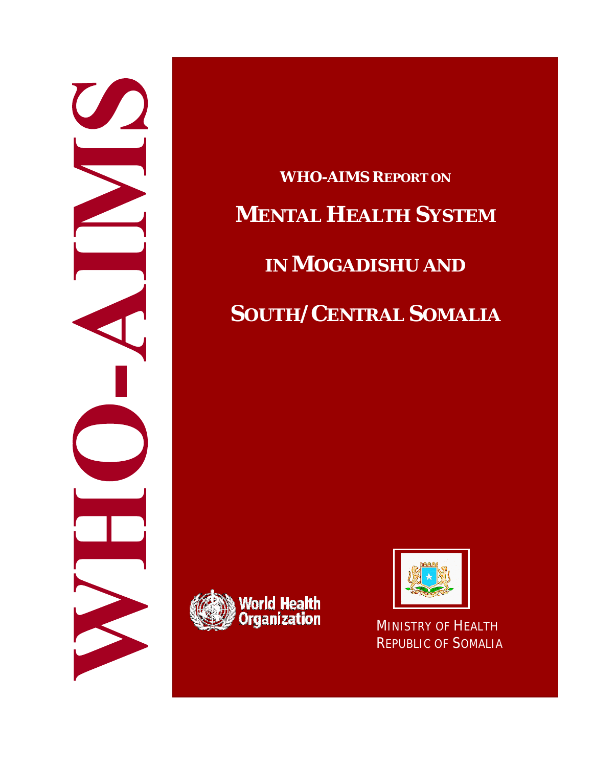WHO-AIMS

**WHO-AIMS REPORT ON**

# MENTAL HEALTH SYSTEM IN MOGADISHU AND SOUTH/CENTRAL SOMALIA

World Health Organization

MINISTRY OF HEALTH
REPUBLIC OF SOMALIA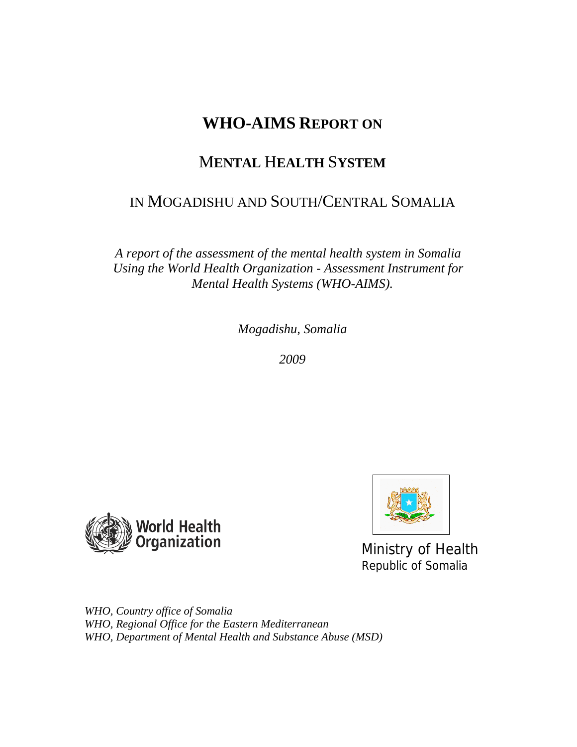# WHO-AIMS REPORT ON

# MENTAL HEALTH SYSTEM

## IN MOGADISHU AND SOUTH/CENTRAL SOMALIA

*A report of the assessment of the mental health system in Somalia Using the World Health Organization - Assessment Instrument for Mental Health Systems (WHO-AIMS).*

*Mogadishu, Somalia*

*2009*

World Health Organization

Ministry of Health
Republic of Somalia

*WHO, Country office of Somalia*
*WHO, Regional Office for the Eastern Mediterranean*
*WHO, Department of Mental Health and Substance Abuse (MSD)*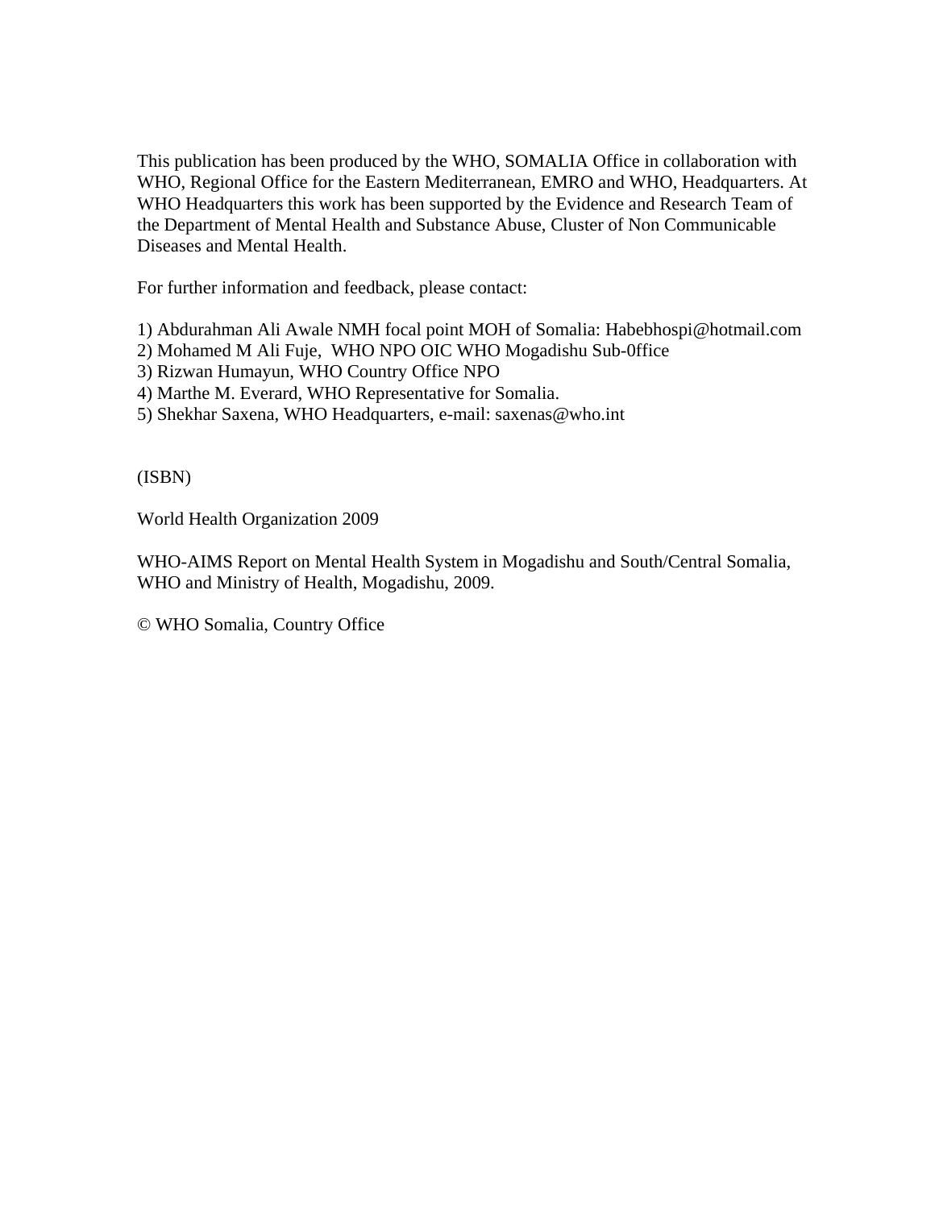This publication has been produced by the WHO, SOMALIA Office in collaboration with WHO, Regional Office for the Eastern Mediterranean, EMRO and WHO, Headquarters. At WHO Headquarters this work has been supported by the Evidence and Research Team of the Department of Mental Health and Substance Abuse, Cluster of Non Communicable Diseases and Mental Health.

For further information and feedback, please contact:

1) Abdurahman Ali Awale NMH focal point MOH of Somalia: Habebhospi@hotmail.com
2) Mohamed M Ali Fuje, WHO NPO OIC WHO Mogadishu Sub-0ffice
3) Rizwan Humayun, WHO Country Office NPO
4) Marthe M. Everard, WHO Representative for Somalia.
5) Shekhar Saxena, WHO Headquarters, e-mail: saxenas@who.int

(ISBN)

World Health Organization 2009

WHO-AIMS Report on Mental Health System in Mogadishu and South/Central Somalia, WHO and Ministry of Health, Mogadishu, 2009.

© WHO Somalia, Country Office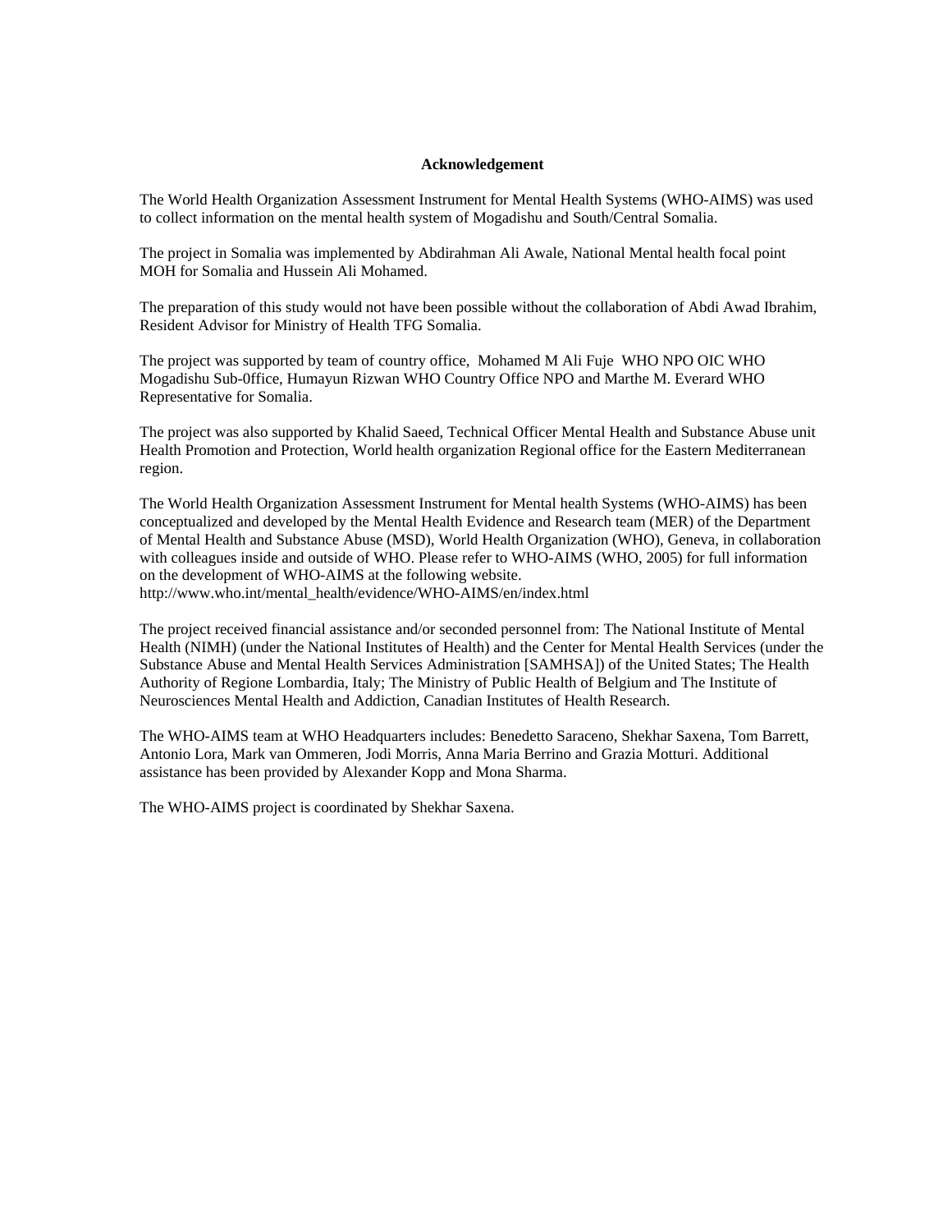**Acknowledgement**

The World Health Organization Assessment Instrument for Mental Health Systems (WHO-AIMS) was used to collect information on the mental health system of Mogadishu and South/Central Somalia.

The project in Somalia was implemented by Abdirahman Ali Awale, National Mental health focal point MOH for Somalia and Hussein Ali Mohamed.

The preparation of this study would not have been possible without the collaboration of Abdi Awad Ibrahim, Resident Advisor for Ministry of Health TFG Somalia.

The project was supported by team of country office, Mohamed M Ali Fuje WHO NPO OIC WHO Mogadishu Sub-0ffice, Humayun Rizwan WHO Country Office NPO and Marthe M. Everard WHO Representative for Somalia.

The project was also supported by Khalid Saeed, Technical Officer Mental Health and Substance Abuse unit Health Promotion and Protection, World health organization Regional office for the Eastern Mediterranean region.

The World Health Organization Assessment Instrument for Mental health Systems (WHO-AIMS) has been conceptualized and developed by the Mental Health Evidence and Research team (MER) of the Department of Mental Health and Substance Abuse (MSD), World Health Organization (WHO), Geneva, in collaboration with colleagues inside and outside of WHO. Please refer to WHO-AIMS (WHO, 2005) for full information on the development of WHO-AIMS at the following website.
http://www.who.int/mental_health/evidence/WHO-AIMS/en/index.html

The project received financial assistance and/or seconded personnel from: The National Institute of Mental Health (NIMH) (under the National Institutes of Health) and the Center for Mental Health Services (under the Substance Abuse and Mental Health Services Administration [SAMHSA]) of the United States; The Health Authority of Regione Lombardia, Italy; The Ministry of Public Health of Belgium and The Institute of Neurosciences Mental Health and Addiction, Canadian Institutes of Health Research.

The WHO-AIMS team at WHO Headquarters includes: Benedetto Saraceno, Shekhar Saxena, Tom Barrett, Antonio Lora, Mark van Ommeren, Jodi Morris, Anna Maria Berrino and Grazia Motturi. Additional assistance has been provided by Alexander Kopp and Mona Sharma.

The WHO-AIMS project is coordinated by Shekhar Saxena.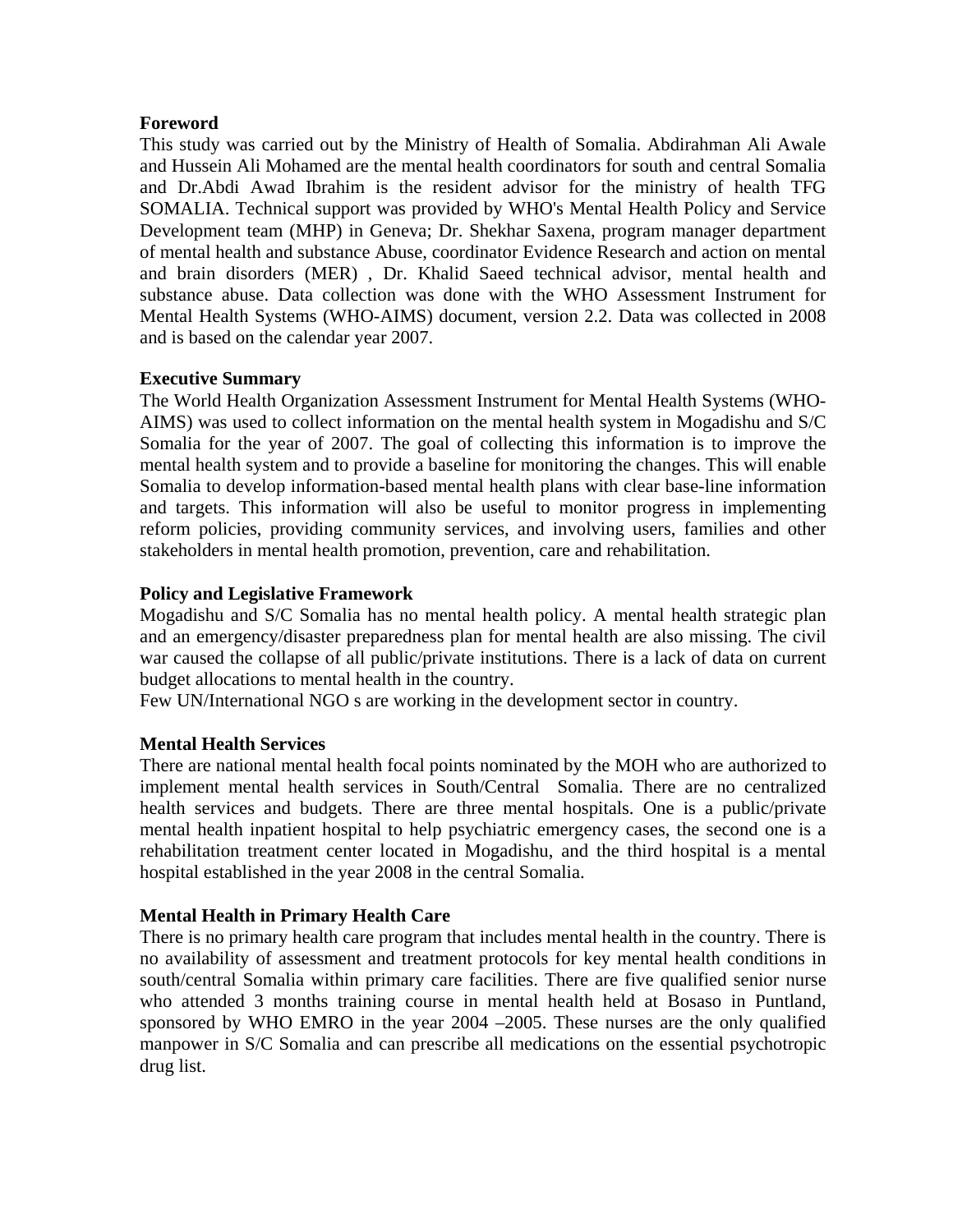### Foreword

This study was carried out by the Ministry of Health of Somalia. Abdirahman Ali Awale and Hussein Ali Mohamed are the mental health coordinators for south and central Somalia and Dr.Abdi Awad Ibrahim is the resident advisor for the ministry of health TFG SOMALIA. Technical support was provided by WHO's Mental Health Policy and Service Development team (MHP) in Geneva; Dr. Shekhar Saxena, program manager department of mental health and substance Abuse, coordinator Evidence Research and action on mental and brain disorders (MER) , Dr. Khalid Saeed technical advisor, mental health and substance abuse. Data collection was done with the WHO Assessment Instrument for Mental Health Systems (WHO-AIMS) document, version 2.2. Data was collected in 2008 and is based on the calendar year 2007.

### Executive Summary

The World Health Organization Assessment Instrument for Mental Health Systems (WHO-AIMS) was used to collect information on the mental health system in Mogadishu and S/C Somalia for the year of 2007. The goal of collecting this information is to improve the mental health system and to provide a baseline for monitoring the changes. This will enable Somalia to develop information-based mental health plans with clear base-line information and targets. This information will also be useful to monitor progress in implementing reform policies, providing community services, and involving users, families and other stakeholders in mental health promotion, prevention, care and rehabilitation.

### Policy and Legislative Framework

Mogadishu and S/C Somalia has no mental health policy. A mental health strategic plan and an emergency/disaster preparedness plan for mental health are also missing. The civil war caused the collapse of all public/private institutions. There is a lack of data on current budget allocations to mental health in the country.

Few UN/International NGO s are working in the development sector in country.

### Mental Health Services

There are national mental health focal points nominated by the MOH who are authorized to implement mental health services in South/Central Somalia. There are no centralized health services and budgets. There are three mental hospitals. One is a public/private mental health inpatient hospital to help psychiatric emergency cases, the second one is a rehabilitation treatment center located in Mogadishu, and the third hospital is a mental hospital established in the year 2008 in the central Somalia.

### Mental Health in Primary Health Care

There is no primary health care program that includes mental health in the country. There is no availability of assessment and treatment protocols for key mental health conditions in south/central Somalia within primary care facilities. There are five qualified senior nurse who attended 3 months training course in mental health held at Bosaso in Puntland, sponsored by WHO EMRO in the year 2004 –2005. These nurses are the only qualified manpower in S/C Somalia and can prescribe all medications on the essential psychotropic drug list.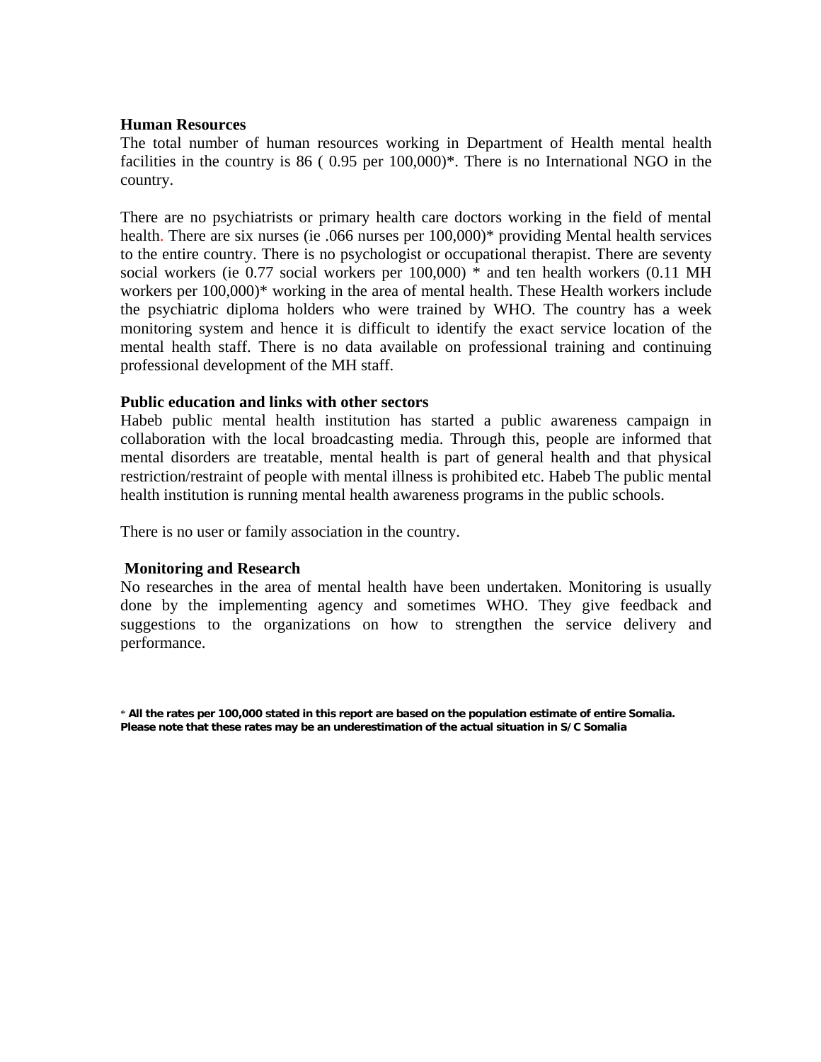**Human Resources**

The total number of human resources working in Department of Health mental health facilities in the country is 86 ( 0.95 per 100,000)*. There is no International NGO in the country.

There are no psychiatrists or primary health care doctors working in the field of mental health. There are six nurses (ie .066 nurses per 100,000)* providing Mental health services to the entire country. There is no psychologist or occupational therapist. There are seventy social workers (ie 0.77 social workers per 100,000) * and ten health workers (0.11 MH workers per 100,000)* working in the area of mental health. These Health workers include the psychiatric diploma holders who were trained by WHO. The country has a week monitoring system and hence it is difficult to identify the exact service location of the mental health staff. There is no data available on professional training and continuing professional development of the MH staff.

**Public education and links with other sectors**

Habeb public mental health institution has started a public awareness campaign in collaboration with the local broadcasting media. Through this, people are informed that mental disorders are treatable, mental health is part of general health and that physical restriction/restraint of people with mental illness is prohibited etc. Habeb The public mental health institution is running mental health awareness programs in the public schools.

There is no user or family association in the country.

**Monitoring and Research**

No researches in the area of mental health have been undertaken. Monitoring is usually done by the implementing agency and sometimes WHO. They give feedback and suggestions to the organizations on how to strengthen the service delivery and performance.

\* **All the rates per 100,000 stated in this report are based on the population estimate of entire Somalia. Please note that these rates may be an underestimation of the actual situation in S/C Somalia**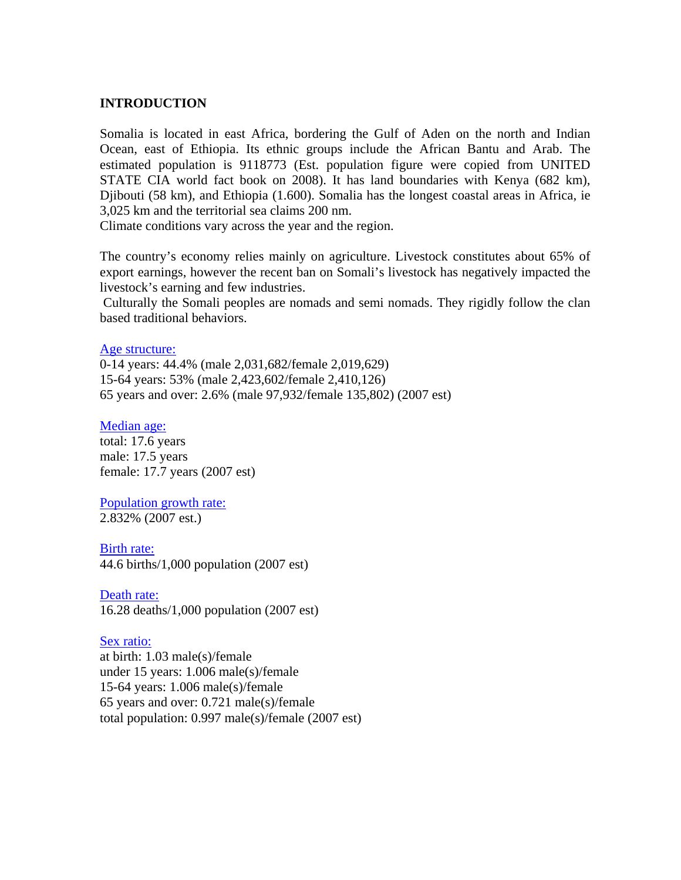**INTRODUCTION**

Somalia is located in east Africa, bordering the Gulf of Aden on the north and Indian Ocean, east of Ethiopia. Its ethnic groups include the African Bantu and Arab. The estimated population is 9118773 (Est. population figure were copied from UNITED STATE CIA world fact book on 2008). It has land boundaries with Kenya (682 km), Djibouti (58 km), and Ethiopia (1.600). Somalia has the longest coastal areas in Africa, ie 3,025 km and the territorial sea claims 200 nm.
Climate conditions vary across the year and the region.

The country's economy relies mainly on agriculture. Livestock constitutes about 65% of export earnings, however the recent ban on Somali's livestock has negatively impacted the livestock's earning and few industries.
Culturally the Somali peoples are nomads and semi nomads. They rigidly follow the clan based traditional behaviors.

Age structure:
0-14 years: 44.4% (male 2,031,682/female 2,019,629)
15-64 years: 53% (male 2,423,602/female 2,410,126)
65 years and over: 2.6% (male 97,932/female 135,802) (2007 est)

Median age:
total: 17.6 years
male: 17.5 years
female: 17.7 years (2007 est)

Population growth rate:
2.832% (2007 est.)

Birth rate:
44.6 births/1,000 population (2007 est)

Death rate:
16.28 deaths/1,000 population (2007 est)

Sex ratio:
at birth: 1.03 male(s)/female
under 15 years: 1.006 male(s)/female
15-64 years: 1.006 male(s)/female
65 years and over: 0.721 male(s)/female
total population: 0.997 male(s)/female (2007 est)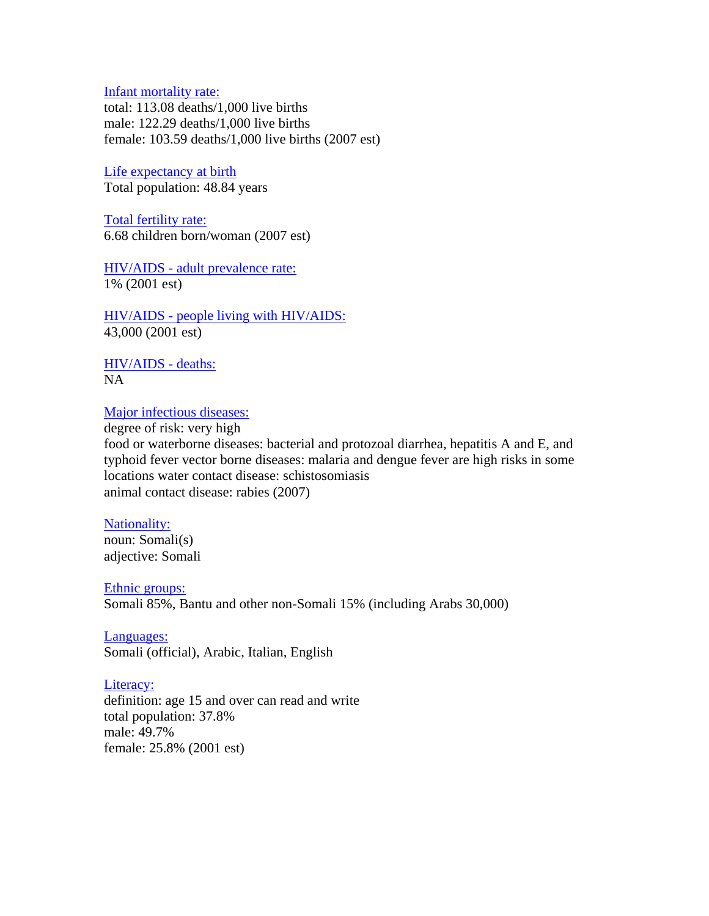Infant mortality rate:
total: 113.08 deaths/1,000 live births
male: 122.29 deaths/1,000 live births
female: 103.59 deaths/1,000 live births (2007 est)

Life expectancy at birth
Total population: 48.84 years

Total fertility rate:
6.68 children born/woman (2007 est)

HIV/AIDS - adult prevalence rate:
1% (2001 est)

HIV/AIDS - people living with HIV/AIDS:
43,000 (2001 est)

HIV/AIDS - deaths:
NA

Major infectious diseases:
degree of risk: very high
food or waterborne diseases: bacterial and protozoal diarrhea, hepatitis A and E, and typhoid fever vector borne diseases: malaria and dengue fever are high risks in some locations water contact disease: schistosomiasis
animal contact disease: rabies (2007)

Nationality:
noun: Somali(s)
adjective: Somali

Ethnic groups:
Somali 85%, Bantu and other non-Somali 15% (including Arabs 30,000)

Languages:
Somali (official), Arabic, Italian, English

Literacy:
definition: age 15 and over can read and write
total population: 37.8%
male: 49.7%
female: 25.8% (2001 est)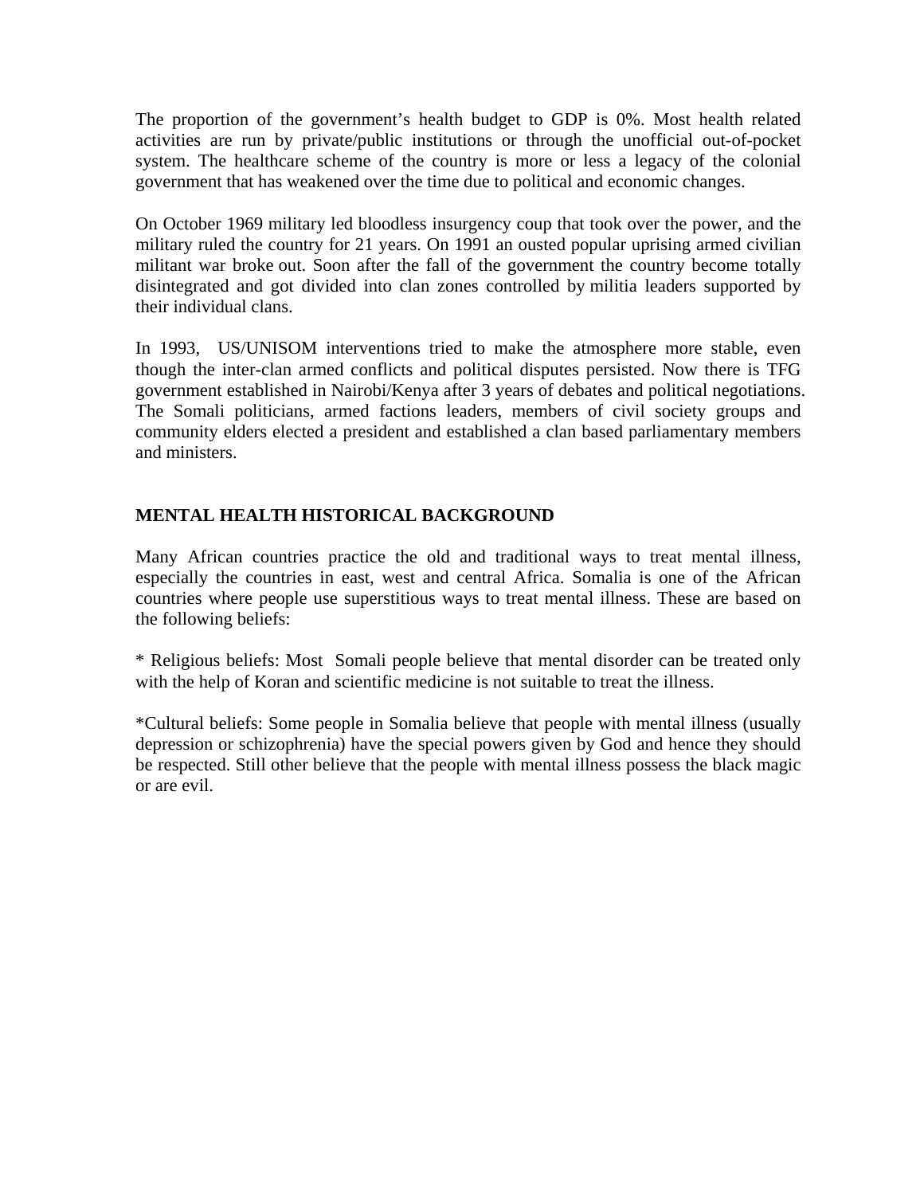The proportion of the government's health budget to GDP is 0%. Most health related activities are run by private/public institutions or through the unofficial out-of-pocket system. The healthcare scheme of the country is more or less a legacy of the colonial government that has weakened over the time due to political and economic changes.

On October 1969 military led bloodless insurgency coup that took over the power, and the military ruled the country for 21 years. On 1991 an ousted popular uprising armed civilian militant war broke out. Soon after the fall of the government the country become totally disintegrated and got divided into clan zones controlled by militia leaders supported by their individual clans.

In 1993, US/UNISOM interventions tried to make the atmosphere more stable, even though the inter-clan armed conflicts and political disputes persisted. Now there is TFG government established in Nairobi/Kenya after 3 years of debates and political negotiations. The Somali politicians, armed factions leaders, members of civil society groups and community elders elected a president and established a clan based parliamentary members and ministers.

## MENTAL HEALTH HISTORICAL BACKGROUND

Many African countries practice the old and traditional ways to treat mental illness, especially the countries in east, west and central Africa. Somalia is one of the African countries where people use superstitious ways to treat mental illness. These are based on the following beliefs:

* Religious beliefs: Most Somali people believe that mental disorder can be treated only with the help of Koran and scientific medicine is not suitable to treat the illness.

*Cultural beliefs: Some people in Somalia believe that people with mental illness (usually depression or schizophrenia) have the special powers given by God and hence they should be respected. Still other believe that the people with mental illness possess the black magic or are evil.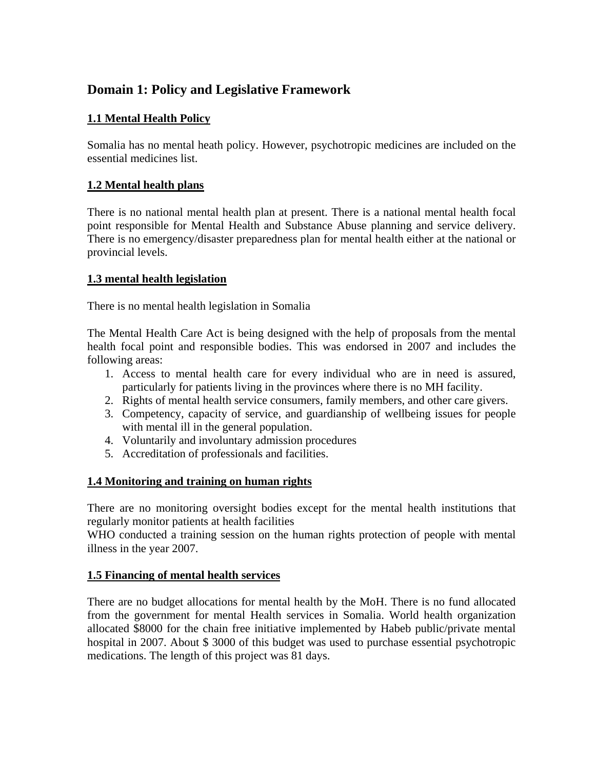## Domain 1: Policy and Legislative Framework

### 1.1 Mental Health Policy

Somalia has no mental heath policy. However, psychotropic medicines are included on the essential medicines list.

### 1.2 Mental health plans

There is no national mental health plan at present. There is a national mental health focal point responsible for Mental Health and Substance Abuse planning and service delivery. There is no emergency/disaster preparedness plan for mental health either at the national or provincial levels.

### 1.3 mental health legislation

There is no mental health legislation in Somalia

The Mental Health Care Act is being designed with the help of proposals from the mental health focal point and responsible bodies. This was endorsed in 2007 and includes the following areas:

1. Access to mental health care for every individual who are in need is assured, particularly for patients living in the provinces where there is no MH facility.
2. Rights of mental health service consumers, family members, and other care givers.
3. Competency, capacity of service, and guardianship of wellbeing issues for people with mental ill in the general population.
4. Voluntarily and involuntary admission procedures
5. Accreditation of professionals and facilities.

### 1.4 Monitoring and training on human rights

There are no monitoring oversight bodies except for the mental health institutions that regularly monitor patients at health facilities
WHO conducted a training session on the human rights protection of people with mental illness in the year 2007.

### 1.5 Financing of mental health services

There are no budget allocations for mental health by the MoH. There is no fund allocated from the government for mental Health services in Somalia. World health organization allocated $8000 for the chain free initiative implemented by Habeb public/private mental hospital in 2007. About $ 3000 of this budget was used to purchase essential psychotropic medications. The length of this project was 81 days.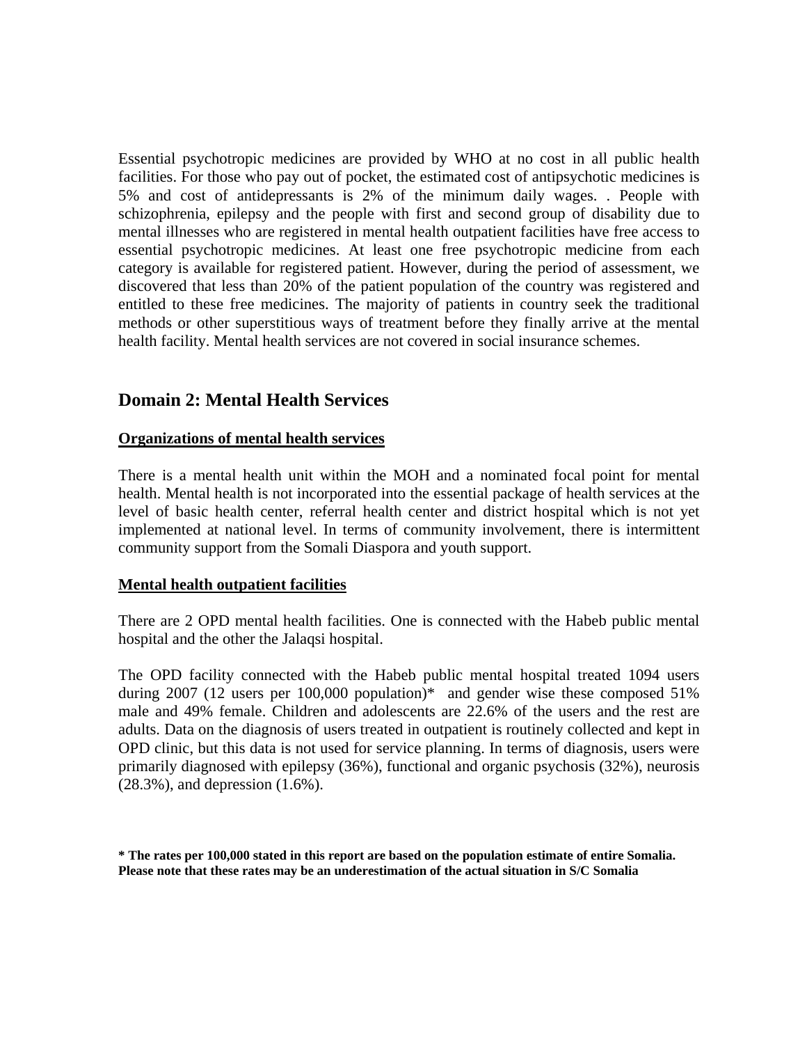Essential psychotropic medicines are provided by WHO at no cost in all public health facilities. For those who pay out of pocket, the estimated cost of antipsychotic medicines is 5% and cost of antidepressants is 2% of the minimum daily wages. . People with schizophrenia, epilepsy and the people with first and second group of disability due to mental illnesses who are registered in mental health outpatient facilities have free access to essential psychotropic medicines. At least one free psychotropic medicine from each category is available for registered patient. However, during the period of assessment, we discovered that less than 20% of the patient population of the country was registered and entitled to these free medicines. The majority of patients in country seek the traditional methods or other superstitious ways of treatment before they finally arrive at the mental health facility. Mental health services are not covered in social insurance schemes.

## Domain 2: Mental Health Services

**Organizations of mental health services**

There is a mental health unit within the MOH and a nominated focal point for mental health. Mental health is not incorporated into the essential package of health services at the level of basic health center, referral health center and district hospital which is not yet implemented at national level. In terms of community involvement, there is intermittent community support from the Somali Diaspora and youth support.

**Mental health outpatient facilities**

There are 2 OPD mental health facilities. One is connected with the Habeb public mental hospital and the other the Jalaqsi hospital.

The OPD facility connected with the Habeb public mental hospital treated 1094 users during 2007 (12 users per 100,000 population)* and gender wise these composed 51% male and 49% female. Children and adolescents are 22.6% of the users and the rest are adults. Data on the diagnosis of users treated in outpatient is routinely collected and kept in OPD clinic, but this data is not used for service planning. In terms of diagnosis, users were primarily diagnosed with epilepsy (36%), functional and organic psychosis (32%), neurosis (28.3%), and depression (1.6%).

**\* The rates per 100,000 stated in this report are based on the population estimate of entire Somalia. Please note that these rates may be an underestimation of the actual situation in S/C Somalia**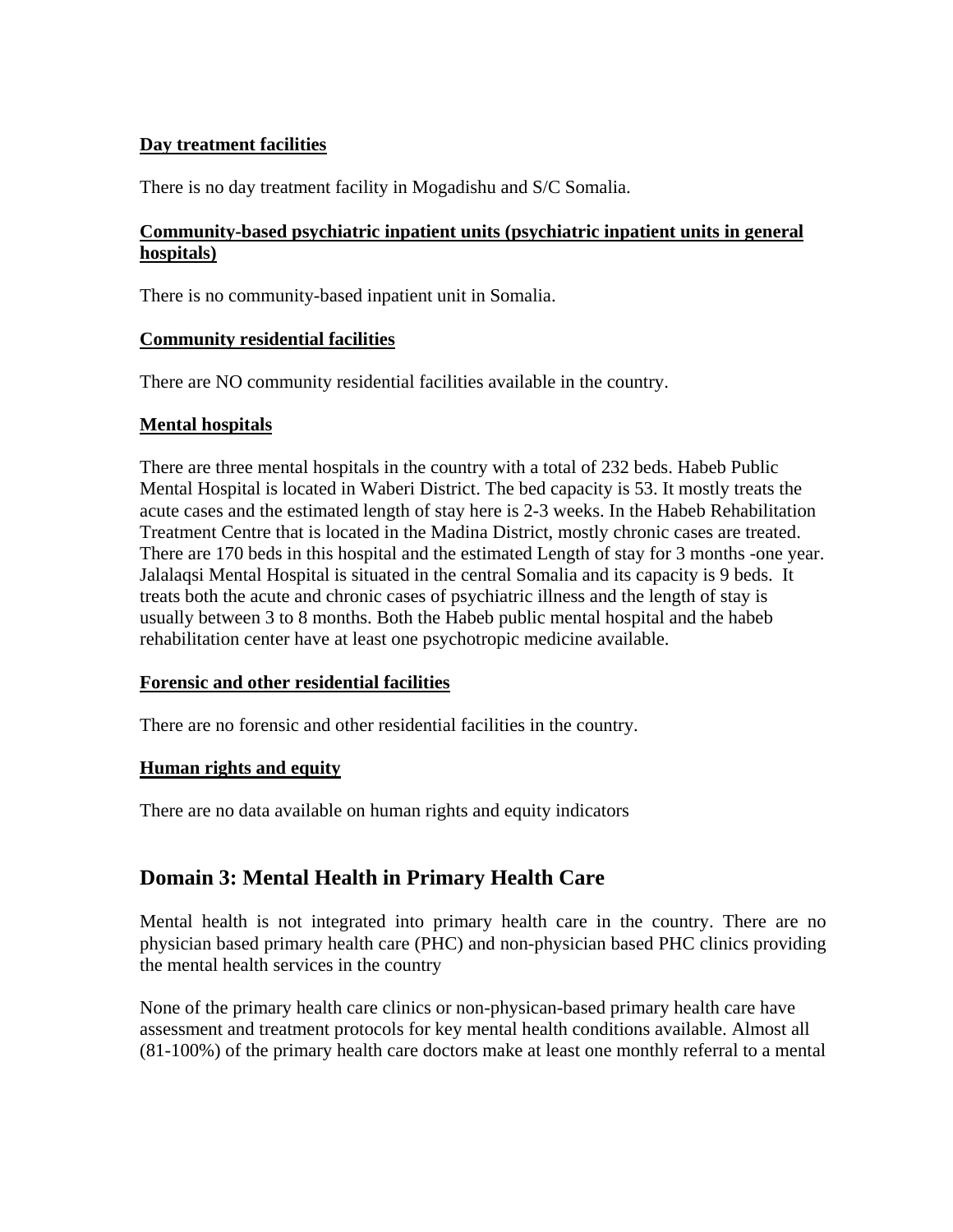**Day treatment facilities**

There is no day treatment facility in Mogadishu and S/C Somalia.

**Community-based psychiatric inpatient units (psychiatric inpatient units in general hospitals)**

There is no community-based inpatient unit in Somalia.

**Community residential facilities**

There are NO community residential facilities available in the country.

**Mental hospitals**

There are three mental hospitals in the country with a total of 232 beds. Habeb Public Mental Hospital is located in Waberi District. The bed capacity is 53. It mostly treats the acute cases and the estimated length of stay here is 2-3 weeks. In the Habeb Rehabilitation Treatment Centre that is located in the Madina District, mostly chronic cases are treated. There are 170 beds in this hospital and the estimated Length of stay for 3 months -one year. Jalalaqsi Mental Hospital is situated in the central Somalia and its capacity is 9 beds. It treats both the acute and chronic cases of psychiatric illness and the length of stay is usually between 3 to 8 months. Both the Habeb public mental hospital and the habeb rehabilitation center have at least one psychotropic medicine available.

**Forensic and other residential facilities**

There are no forensic and other residential facilities in the country.

**Human rights and equity**

There are no data available on human rights and equity indicators

## Domain 3: Mental Health in Primary Health Care

Mental health is not integrated into primary health care in the country. There are no physician based primary health care (PHC) and non-physician based PHC clinics providing the mental health services in the country

None of the primary health care clinics or non-physican-based primary health care have assessment and treatment protocols for key mental health conditions available. Almost all (81-100%) of the primary health care doctors make at least one monthly referral to a mental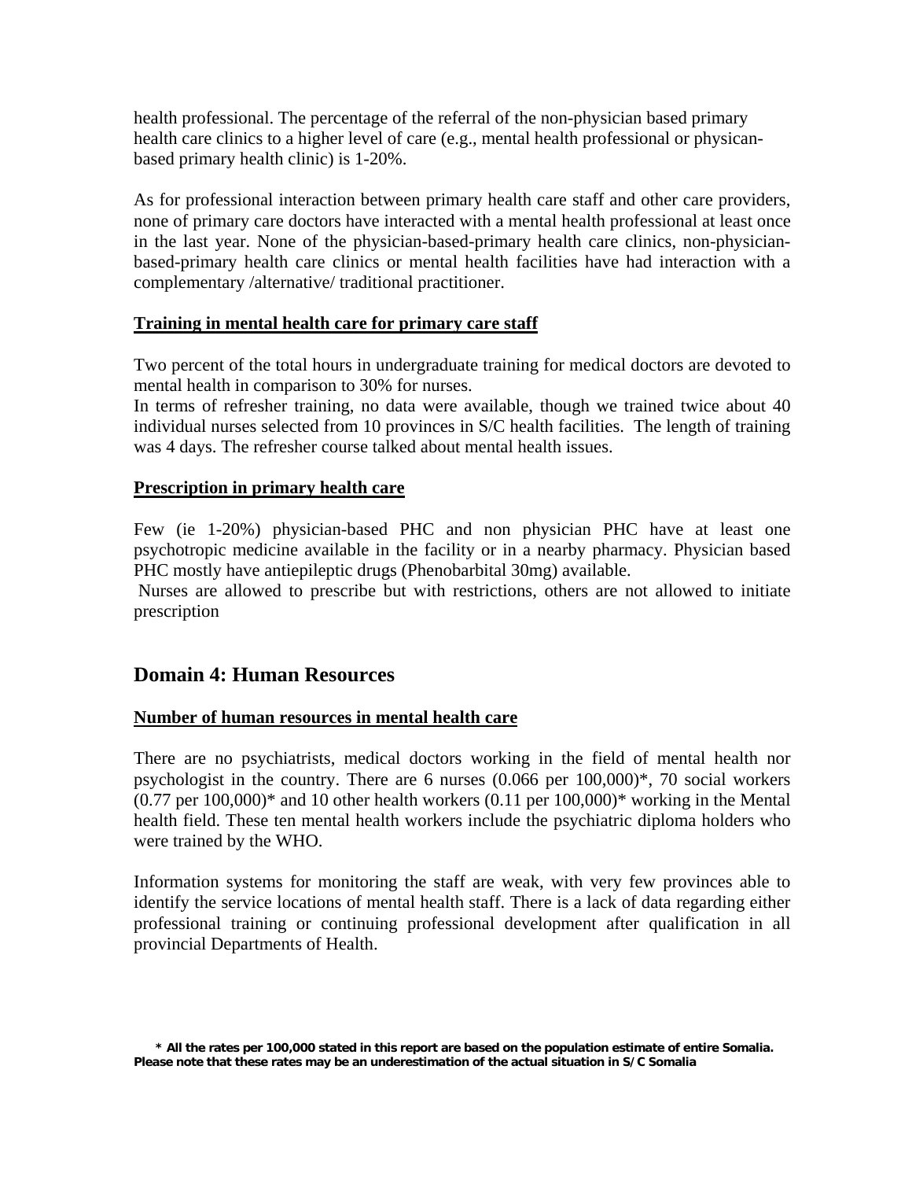health professional. The percentage of the referral of the non-physician based primary health care clinics to a higher level of care (e.g., mental health professional or physican-based primary health clinic) is 1-20%.

As for professional interaction between primary health care staff and other care providers, none of primary care doctors have interacted with a mental health professional at least once in the last year. None of the physician-based-primary health care clinics, non-physician-based-primary health care clinics or mental health facilities have had interaction with a complementary /alternative/ traditional practitioner.

**Training in mental health care for primary care staff**

Two percent of the total hours in undergraduate training for medical doctors are devoted to mental health in comparison to 30% for nurses.
In terms of refresher training, no data were available, though we trained twice about 40 individual nurses selected from 10 provinces in S/C health facilities. The length of training was 4 days. The refresher course talked about mental health issues.

**Prescription in primary health care**

Few (ie 1-20%) physician-based PHC and non physician PHC have at least one psychotropic medicine available in the facility or in a nearby pharmacy. Physician based PHC mostly have antiepileptic drugs (Phenobarbital 30mg) available.
Nurses are allowed to prescribe but with restrictions, others are not allowed to initiate prescription

## Domain 4: Human Resources

**Number of human resources in mental health care**

There are no psychiatrists, medical doctors working in the field of mental health nor psychologist in the country. There are 6 nurses (0.066 per 100,000)*, 70 social workers (0.77 per 100,000)* and 10 other health workers (0.11 per 100,000)* working in the Mental health field. These ten mental health workers include the psychiatric diploma holders who were trained by the WHO.

Information systems for monitoring the staff are weak, with very few provinces able to identify the service locations of mental health staff. There is a lack of data regarding either professional training or continuing professional development after qualification in all provincial Departments of Health.

**\* All the rates per 100,000 stated in this report are based on the population estimate of entire Somalia. Please note that these rates may be an underestimation of the actual situation in S/C Somalia**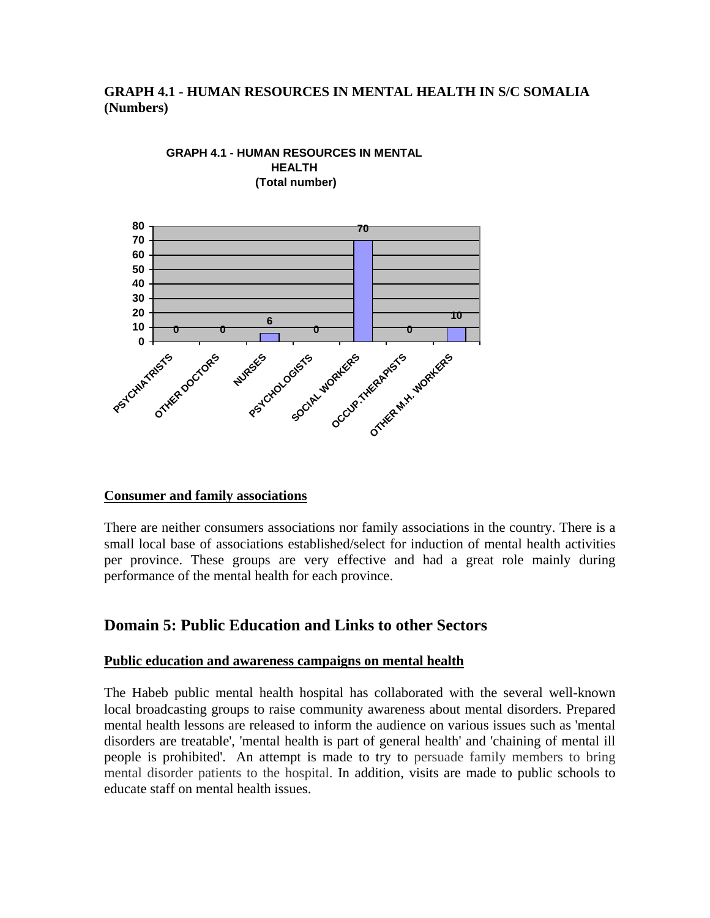**GRAPH 4.1 - HUMAN RESOURCES IN MENTAL HEALTH IN S/C SOMALIA (Numbers)**

| | PSYCHIATRISTS | OTHER DOCTORS | NURSES | PSYCHOLOGISTS | SOCIAL WORKERS | OCCUP.THERAPISTS | OTHER M.H. WORKERS |
|---|---|---|---|---|---|---|---|
| Total number | 0 | 0 | 6 | 0 | 70 | 0 | 10 |

### Consumer and family associations

There are neither consumers associations nor family associations in the country. There is a small local base of associations established/select for induction of mental health activities per province. These groups are very effective and had a great role mainly during performance of the mental health for each province.

## Domain 5: Public Education and Links to other Sectors

### Public education and awareness campaigns on mental health

The Habeb public mental health hospital has collaborated with the several well-known local broadcasting groups to raise community awareness about mental disorders. Prepared mental health lessons are released to inform the audience on various issues such as 'mental disorders are treatable', 'mental health is part of general health' and 'chaining of mental ill people is prohibited'. An attempt is made to try to persuade family members to bring mental disorder patients to the hospital. In addition, visits are made to public schools to educate staff on mental health issues.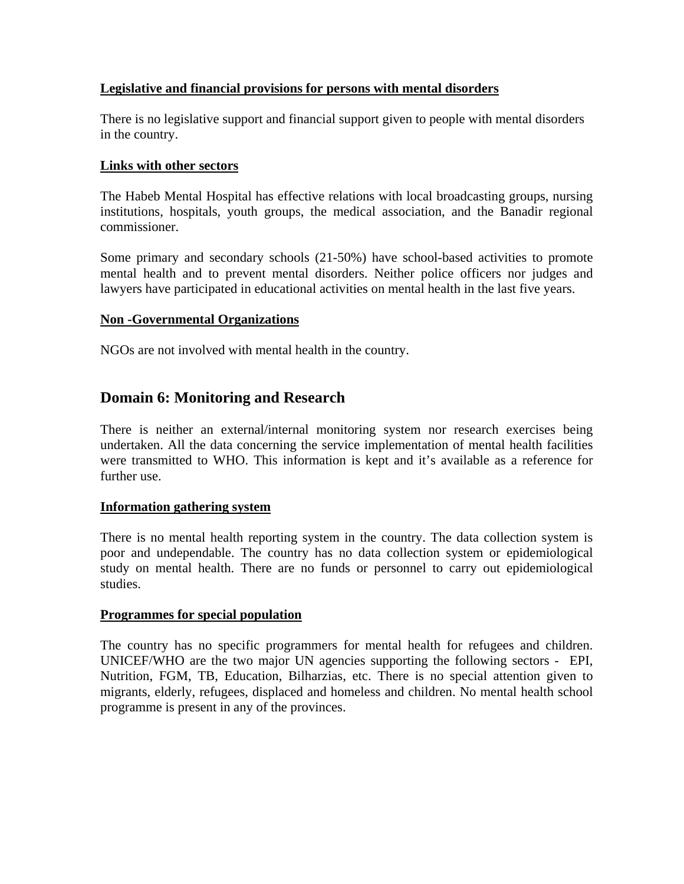**Legislative and financial provisions for persons with mental disorders**

There is no legislative support and financial support given to people with mental disorders in the country.

**Links with other sectors**

The Habeb Mental Hospital has effective relations with local broadcasting groups, nursing institutions, hospitals, youth groups, the medical association, and the Banadir regional commissioner.

Some primary and secondary schools (21-50%) have school-based activities to promote mental health and to prevent mental disorders. Neither police officers nor judges and lawyers have participated in educational activities on mental health in the last five years.

**Non -Governmental Organizations**

NGOs are not involved with mental health in the country.

## Domain 6: Monitoring and Research

There is neither an external/internal monitoring system nor research exercises being undertaken. All the data concerning the service implementation of mental health facilities were transmitted to WHO. This information is kept and it's available as a reference for further use.

**Information gathering system**

There is no mental health reporting system in the country. The data collection system is poor and undependable. The country has no data collection system or epidemiological study on mental health. There are no funds or personnel to carry out epidemiological studies.

**Programmes for special population**

The country has no specific programmers for mental health for refugees and children. UNICEF/WHO are the two major UN agencies supporting the following sectors - EPI, Nutrition, FGM, TB, Education, Bilharzias, etc. There is no special attention given to migrants, elderly, refugees, displaced and homeless and children. No mental health school programme is present in any of the provinces.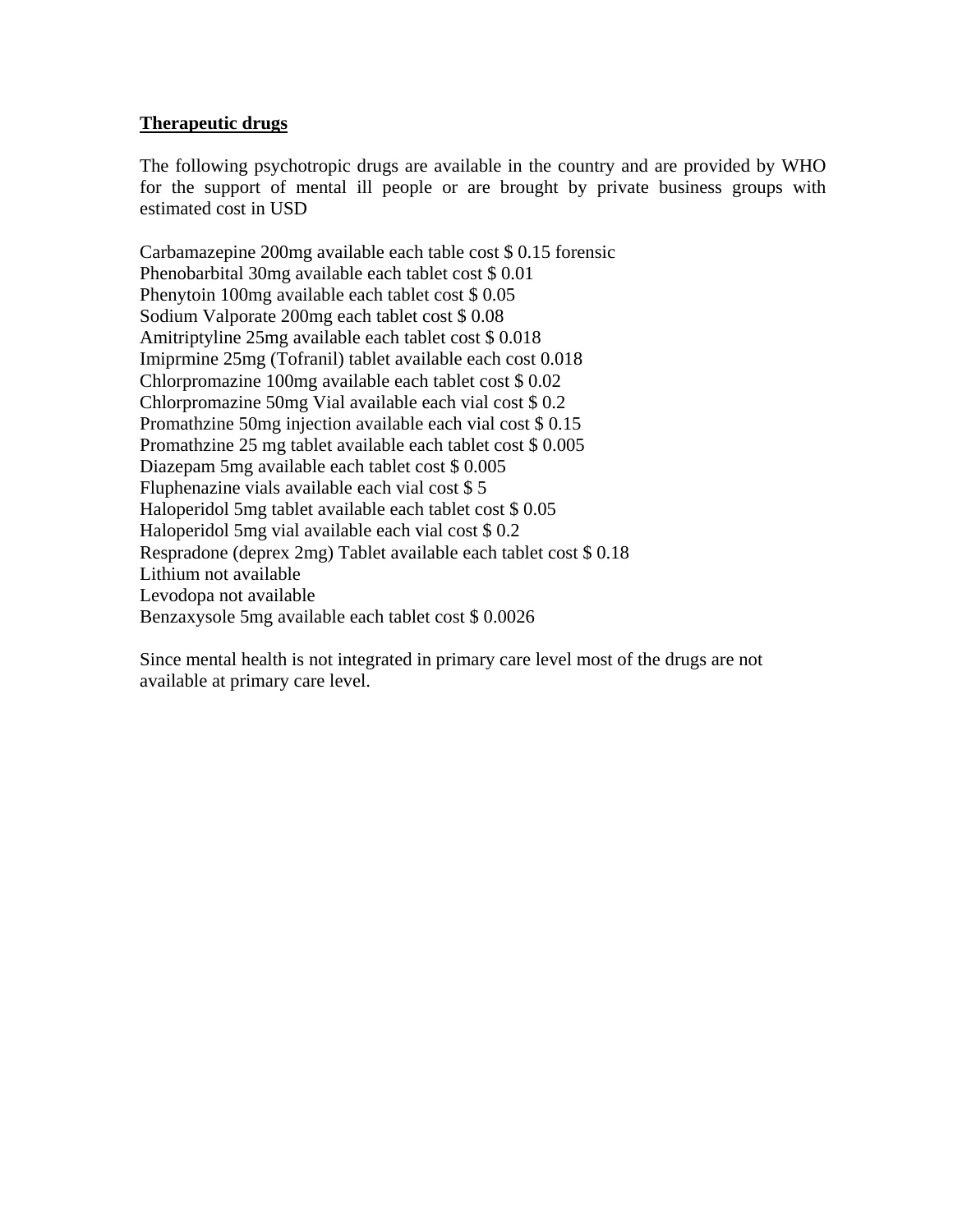**Therapeutic drugs**

The following psychotropic drugs are available in the country and are provided by WHO for the support of mental ill people or are brought by private business groups with estimated cost in USD

Carbamazepine 200mg available each table cost $ 0.15 forensic
Phenobarbital 30mg available each tablet cost $ 0.01
Phenytoin 100mg available each tablet cost $ 0.05
Sodium Valporate 200mg each tablet cost $ 0.08
Amitriptyline 25mg available each tablet cost $ 0.018
Imiprmine 25mg (Tofranil) tablet available each cost 0.018
Chlorpromazine 100mg available each tablet cost $ 0.02
Chlorpromazine 50mg Vial available each vial cost $ 0.2
Promathzine 50mg injection available each vial cost $ 0.15
Promathzine 25 mg tablet available each tablet cost $ 0.005
Diazepam 5mg available each tablet cost $ 0.005
Fluphenazine vials available each vial cost $ 5
Haloperidol 5mg tablet available each tablet cost $ 0.05
Haloperidol 5mg vial available each vial cost $ 0.2
Respradone (deprex 2mg) Tablet available each tablet cost $ 0.18
Lithium not available
Levodopa not available
Benzaxysole 5mg available each tablet cost $ 0.0026

Since mental health is not integrated in primary care level most of the drugs are not available at primary care level.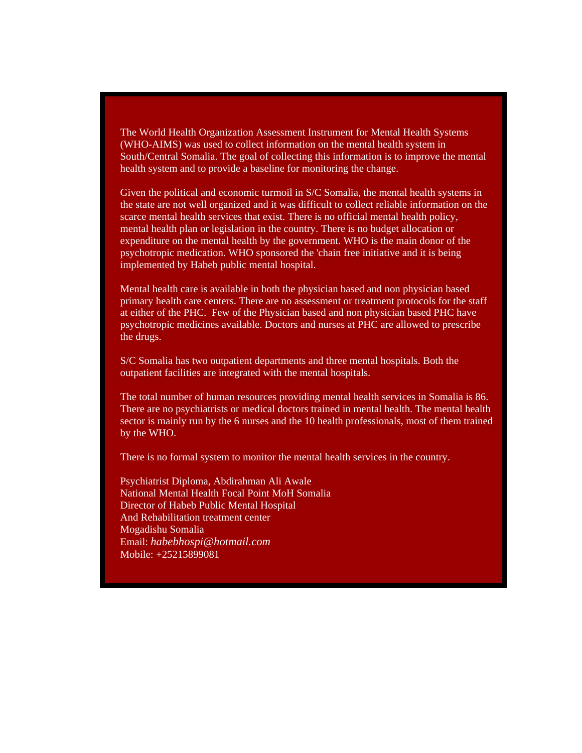The World Health Organization Assessment Instrument for Mental Health Systems (WHO-AIMS) was used to collect information on the mental health system in South/Central Somalia. The goal of collecting this information is to improve the mental health system and to provide a baseline for monitoring the change.

Given the political and economic turmoil in S/C Somalia, the mental health systems in the state are not well organized and it was difficult to collect reliable information on the scarce mental health services that exist. There is no official mental health policy, mental health plan or legislation in the country. There is no budget allocation or expenditure on the mental health by the government. WHO is the main donor of the psychotropic medication. WHO sponsored the 'chain free initiative and it is being implemented by Habeb public mental hospital.

Mental health care is available in both the physician based and non physician based primary health care centers. There are no assessment or treatment protocols for the staff at either of the PHC. Few of the Physician based and non physician based PHC have psychotropic medicines available. Doctors and nurses at PHC are allowed to prescribe the drugs.

S/C Somalia has two outpatient departments and three mental hospitals. Both the outpatient facilities are integrated with the mental hospitals.

The total number of human resources providing mental health services in Somalia is 86. There are no psychiatrists or medical doctors trained in mental health. The mental health sector is mainly run by the 6 nurses and the 10 health professionals, most of them trained by the WHO.

There is no formal system to monitor the mental health services in the country.

Psychiatrist Diploma, Abdirahman Ali Awale
National Mental Health Focal Point MoH Somalia
Director of Habeb Public Mental Hospital
And Rehabilitation treatment center
Mogadishu Somalia
Email: *habebhospi@hotmail.com*
Mobile: +25215899081